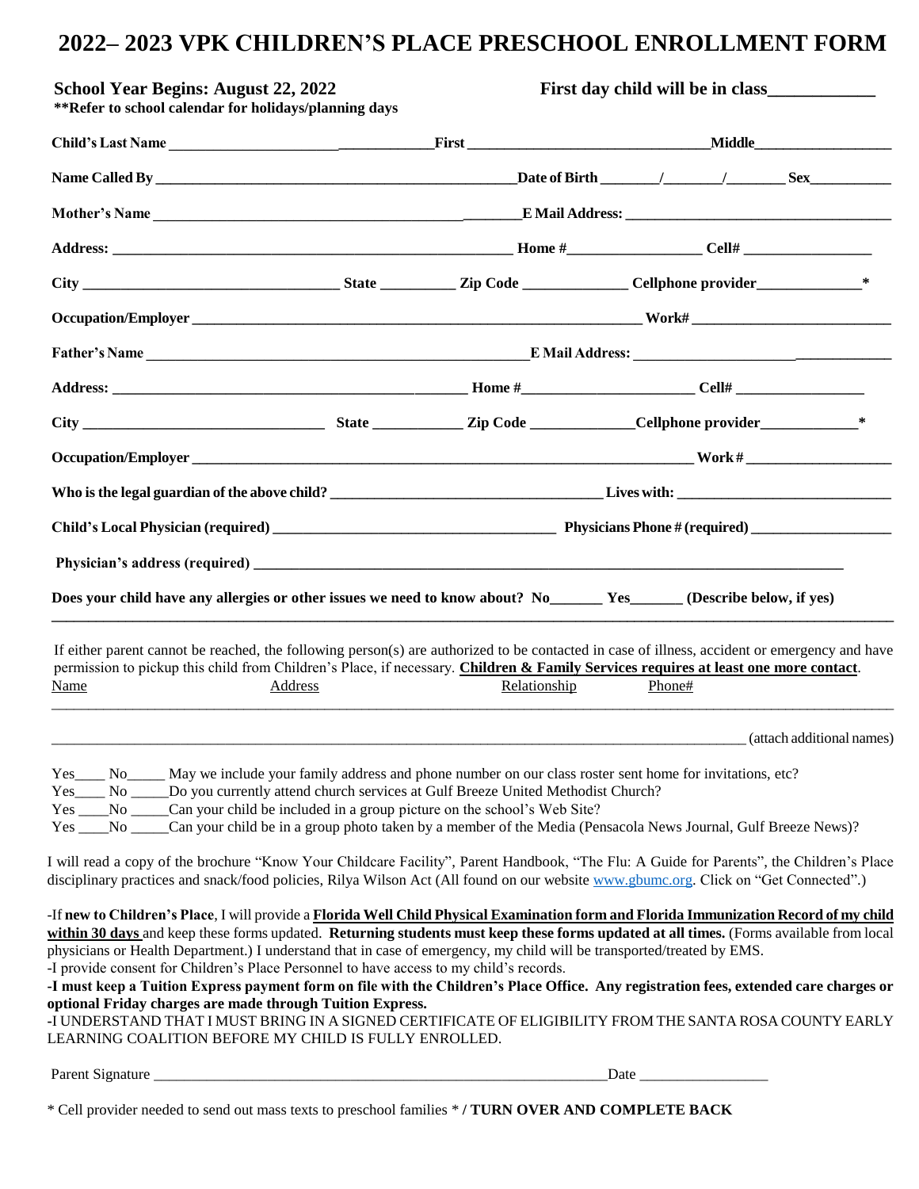# 2022– 2023 VPK CHILDREN'S PLACE PRESCHOOL ENROLLMENT FORM

**School Year Begins: August 22, 2022** **First day child will be in class\_\_\_\_\_\_\_\_\_\_\_\_**

**\*\*Refer to school calendar for holidays/planning days**

**Child's Last Name** \_\_\_\_\_\_\_\_\_\_\_\_\_\_\_\_\_\_\_\_\_\_\_\_\_\_\_\_\_\_\_\_\_\_ **First** \_\_\_\_\_\_\_\_\_\_\_\_\_\_\_\_\_\_\_\_\_\_\_\_\_\_\_\_\_\_ **Middle**\_\_\_\_\_\_\_\_\_\_\_\_\_\_\_\_\_\_

**Name Called By** \_\_\_\_\_\_\_\_\_\_\_\_\_\_\_\_\_\_\_\_\_\_\_\_\_\_\_\_\_\_\_\_\_\_\_\_\_\_\_\_\_\_\_\_\_\_\_\_ **Date of Birth** \_\_\_\_\_\_\_/\_\_\_\_\_\_\_/\_\_\_\_\_\_\_ **Sex**\_\_\_\_\_\_\_\_\_\_

**Mother's Name** \_\_\_\_\_\_\_\_\_\_\_\_\_\_\_\_\_\_\_\_\_\_\_\_\_\_\_\_\_\_\_\_\_\_\_\_\_\_\_\_\_\_\_\_\_\_\_\_ **E Mail Address:** \_\_\_\_\_\_\_\_\_\_\_\_\_\_\_\_\_\_\_\_\_\_\_\_\_\_\_\_\_\_\_\_\_\_

**Address:** \_\_\_\_\_\_\_\_\_\_\_\_\_\_\_\_\_\_\_\_\_\_\_\_\_\_\_\_\_\_\_\_\_\_\_\_\_\_\_\_\_\_\_\_\_\_\_\_\_\_\_\_ **Home #**\_\_\_\_\_\_\_\_\_\_\_\_\_\_\_\_\_ **Cell#** \_\_\_\_\_\_\_\_\_\_\_\_\_\_\_\_

**City** \_\_\_\_\_\_\_\_\_\_\_\_\_\_\_\_\_\_\_\_\_\_\_\_\_\_\_\_\_\_\_\_\_ **State** \_\_\_\_\_\_\_\_\_ **Zip Code** \_\_\_\_\_\_\_\_\_\_\_\_\_ **Cellphone provider**\_\_\_\_\_\_\_\_\_\_\_\_\_\_**\***

**Occupation/Employer** \_\_\_\_\_\_\_\_\_\_\_\_\_\_\_\_\_\_\_\_\_\_\_\_\_\_\_\_\_\_\_\_\_\_\_\_\_\_\_\_\_\_\_\_\_\_\_\_\_\_\_\_\_\_\_\_\_\_ **Work#** \_\_\_\_\_\_\_\_\_\_\_\_\_\_\_\_\_\_\_\_\_\_\_\_\_\_

**Father's Name** \_\_\_\_\_\_\_\_\_\_\_\_\_\_\_\_\_\_\_\_\_\_\_\_\_\_\_\_\_\_\_\_\_\_\_\_\_\_\_\_\_\_\_\_\_\_\_\_\_\_\_\_ **E Mail Address:** \_\_\_\_\_\_\_\_\_\_\_\_\_\_\_\_\_\_\_\_\_\_\_\_\_\_\_\_\_\_\_\_\_\_

**Address:** \_\_\_\_\_\_\_\_\_\_\_\_\_\_\_\_\_\_\_\_\_\_\_\_\_\_\_\_\_\_\_\_\_\_\_\_\_\_\_\_\_\_\_\_\_\_\_\_ **Home #**\_\_\_\_\_\_\_\_\_\_\_\_\_\_\_\_\_\_\_\_\_\_ **Cell#** \_\_\_\_\_\_\_\_\_\_\_\_\_\_\_\_\_

**City** \_\_\_\_\_\_\_\_\_\_\_\_\_\_\_\_\_\_\_\_\_\_\_\_\_\_\_\_\_\_\_\_ **State** \_\_\_\_\_\_\_\_\_\_\_ **Zip Code** \_\_\_\_\_\_\_\_\_\_\_\_\_**Cellphone provider**\_\_\_\_\_\_\_\_\_\_\_\_**\***

**Occupation/Employer** \_\_\_\_\_\_\_\_\_\_\_\_\_\_\_\_\_\_\_\_\_\_\_\_\_\_\_\_\_\_\_\_\_\_\_\_\_\_\_\_\_\_\_\_\_\_\_\_\_\_\_\_\_\_\_\_\_\_\_\_\_\_\_\_\_\_ **Work #** \_\_\_\_\_\_\_\_\_\_\_\_\_\_\_\_\_\_\_

**Who is the legal guardian of the above child?** \_\_\_\_\_\_\_\_\_\_\_\_\_\_\_\_\_\_\_\_\_\_\_\_\_\_\_\_\_\_\_\_\_\_\_ **Lives with:** \_\_\_\_\_\_\_\_\_\_\_\_\_\_\_\_\_\_\_\_\_\_\_\_\_\_\_\_

**Child's Local Physician (required)** \_\_\_\_\_\_\_\_\_\_\_\_\_\_\_\_\_\_\_\_\_\_\_\_\_\_\_\_\_\_\_\_\_\_\_\_\_ **Physicians Phone # (required)** \_\_\_\_\_\_\_\_\_\_\_\_\_\_\_\_\_\_

**Physician's address (required)** \_\_\_\_\_\_\_\_\_\_\_\_\_\_\_\_\_\_\_\_\_\_\_\_\_\_\_\_\_\_\_\_\_\_\_\_\_\_\_\_\_\_\_\_\_\_\_\_\_\_\_\_\_\_\_\_\_\_\_\_\_\_\_\_\_\_\_\_\_\_\_\_\_\_\_\_\_\_\_

**Does your child have any allergies or other issues we need to know about? No\_\_\_\_\_\_\_ Yes\_\_\_\_\_\_\_ (Describe below, if yes)**

\_\_\_\_\_\_\_\_\_\_\_\_\_\_\_\_\_\_\_\_\_\_\_\_\_\_\_\_\_\_\_\_\_\_\_\_\_\_\_\_\_\_\_\_\_\_\_\_\_\_\_\_\_\_\_\_\_\_\_\_\_\_\_\_\_\_\_\_\_\_\_\_\_\_\_\_\_\_\_\_\_\_\_\_\_\_\_\_\_\_\_\_\_\_\_\_\_\_\_\_

If either parent cannot be reached, the following person(s) are authorized to be contacted in case of illness, accident or emergency and have permission to pickup this child from Children's Place, if necessary. **Children & Family Services requires at least one more contact**.

Name Address Relationship Phone#

\_\_\_\_\_\_\_\_\_\_\_\_\_\_\_\_\_\_\_\_\_\_\_\_\_\_\_\_\_\_\_\_\_\_\_\_\_\_\_\_\_\_\_\_\_\_\_\_\_\_\_\_\_\_\_\_\_\_\_\_\_\_\_\_\_\_\_\_\_\_\_\_\_\_\_\_\_\_\_\_\_\_\_\_\_\_\_\_\_\_\_\_\_\_\_\_\_\_\_\_

\_\_\_\_\_\_\_\_\_\_\_\_\_\_\_\_\_\_\_\_\_\_\_\_\_\_\_\_\_\_\_\_\_\_\_\_\_\_\_\_\_\_\_\_\_\_\_\_\_\_\_\_\_\_\_\_\_\_\_\_\_\_\_\_\_\_\_\_\_\_\_\_\_\_\_\_\_\_\_\_\_\_\_\_\_\_ (attach additional names)

Yes\_\_\_\_ No\_\_\_\_\_ May we include your family address and phone number on our class roster sent home for invitations, etc?
Yes\_\_\_\_ No \_\_\_\_\_Do you currently attend church services at Gulf Breeze United Methodist Church?
Yes \_\_\_\_No \_\_\_\_\_Can your child be included in a group picture on the school's Web Site?
Yes \_\_\_\_No \_\_\_\_\_Can your child be in a group photo taken by a member of the Media (Pensacola News Journal, Gulf Breeze News)?

I will read a copy of the brochure "Know Your Childcare Facility", Parent Handbook, "The Flu: A Guide for Parents", the Children's Place disciplinary practices and snack/food policies, Rilya Wilson Act (All found on our website www.gbumc.org. Click on "Get Connected".)

-If **new to Children's Place**, I will provide a **Florida Well Child Physical Examination form and Florida Immunization Record of my child within 30 days** and keep these forms updated. **Returning students must keep these forms updated at all times.** (Forms available from local physicians or Health Department.) I understand that in case of emergency, my child will be transported/treated by EMS.
-I provide consent for Children's Place Personnel to have access to my child's records.
**-I must keep a Tuition Express payment form on file with the Children's Place Office. Any registration fees, extended care charges or optional Friday charges are made through Tuition Express.**
-I UNDERSTAND THAT I MUST BRING IN A SIGNED CERTIFICATE OF ELIGIBILITY FROM THE SANTA ROSA COUNTY EARLY LEARNING COALITION BEFORE MY CHILD IS FULLY ENROLLED.

Parent Signature \_\_\_\_\_\_\_\_\_\_\_\_\_\_\_\_\_\_\_\_\_\_\_\_\_\_\_\_\_\_\_\_\_\_\_\_\_\_\_\_\_\_\_\_\_\_\_\_\_\_\_\_\_\_\_\_\_\_\_\_Date \_\_\_\_\_\_\_\_\_\_\_\_\_\_\_\_\_

\* Cell provider needed to send out mass texts to preschool families \* / **TURN OVER AND COMPLETE BACK**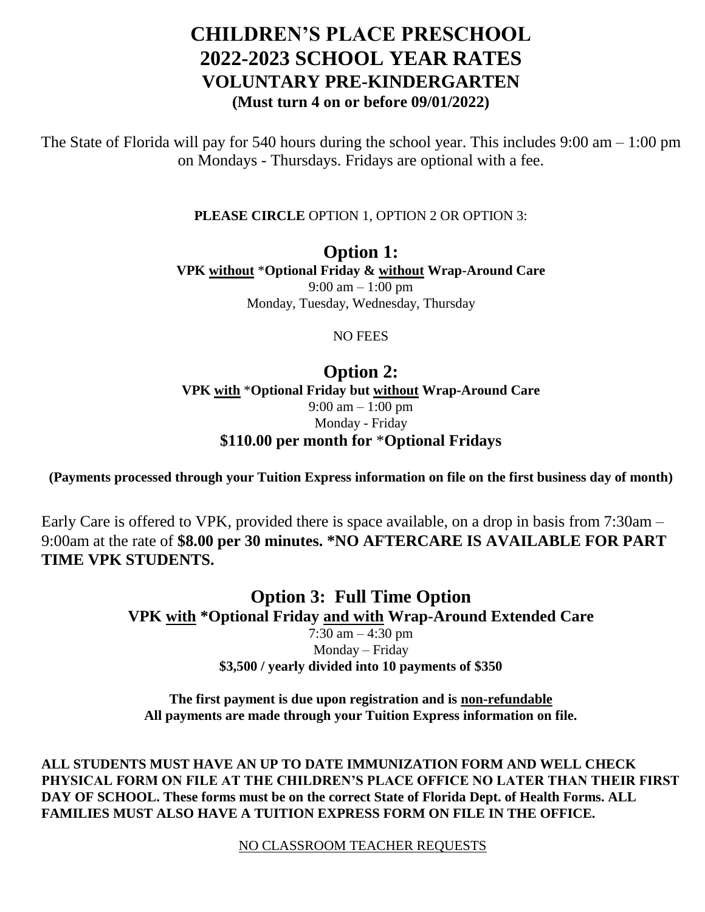# CHILDREN'S PLACE PRESCHOOL
# 2022-2023 SCHOOL YEAR RATES
## VOLUNTARY PRE-KINDERGARTEN
**(Must turn 4 on or before 09/01/2022)**

The State of Florida will pay for 540 hours during the school year. This includes 9:00 am – 1:00 pm on Mondays - Thursdays. Fridays are optional with a fee.

**PLEASE CIRCLE** OPTION 1, OPTION 2 OR OPTION 3:

## Option 1:
**VPK <u>without</u> *Optional Friday & <u>without</u> Wrap-Around Care**
9:00 am – 1:00 pm
Monday, Tuesday, Wednesday, Thursday

NO FEES

## Option 2:
**VPK <u>with</u> *Optional Friday but <u>without</u> Wrap-Around Care**
9:00 am – 1:00 pm
Monday - Friday
**$110.00 per month for *Optional Fridays**

**(Payments processed through your Tuition Express information on file on the first business day of month)**

Early Care is offered to VPK, provided there is space available, on a drop in basis from 7:30am – 9:00am at the rate of **$8.00 per 30 minutes. *NO AFTERCARE IS AVAILABLE FOR PART TIME VPK STUDENTS.**

## Option 3: Full Time Option
**VPK <u>with</u> *Optional Friday <u>and with</u> Wrap-Around Extended Care**
7:30 am – 4:30 pm
Monday – Friday
**$3,500 / yearly divided into 10 payments of $350**

**The first payment is due upon registration and is <u>non-refundable</u>**
**All payments are made through your Tuition Express information on file.**

**ALL STUDENTS MUST HAVE AN UP TO DATE IMMUNIZATION FORM AND WELL CHECK PHYSICAL FORM ON FILE AT THE CHILDREN'S PLACE OFFICE NO LATER THAN THEIR FIRST DAY OF SCHOOL. These forms must be on the correct State of Florida Dept. of Health Forms. ALL FAMILIES MUST ALSO HAVE A TUITION EXPRESS FORM ON FILE IN THE OFFICE.**

<u>NO CLASSROOM TEACHER REQUESTS</u>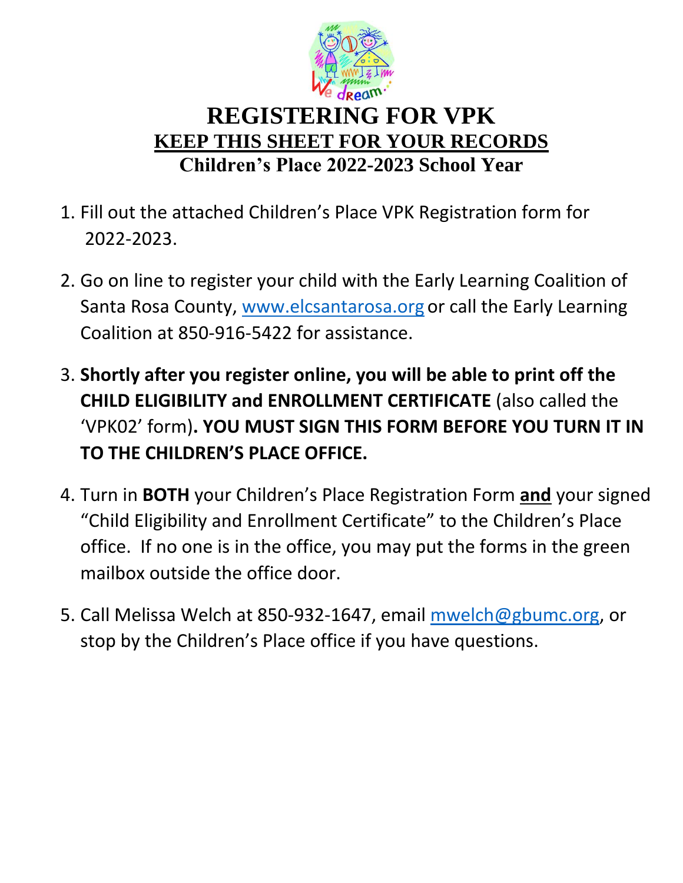# REGISTERING FOR VPK

## KEEP THIS SHEET FOR YOUR RECORDS

## Children's Place 2022-2023 School Year

1. Fill out the attached Children's Place VPK Registration form for 2022-2023.
2. Go on line to register your child with the Early Learning Coalition of Santa Rosa County, www.elcsantarosa.org or call the Early Learning Coalition at 850-916-5422 for assistance.
3. **Shortly after you register online, you will be able to print off the CHILD ELIGIBILITY and ENROLLMENT CERTIFICATE** (also called the 'VPK02' form)**. YOU MUST SIGN THIS FORM BEFORE YOU TURN IT IN TO THE CHILDREN'S PLACE OFFICE.**
4. Turn in **BOTH** your Children's Place Registration Form **and** your signed "Child Eligibility and Enrollment Certificate" to the Children's Place office. If no one is in the office, you may put the forms in the green mailbox outside the office door.
5. Call Melissa Welch at 850-932-1647, email mwelch@gbumc.org, or stop by the Children's Place office if you have questions.